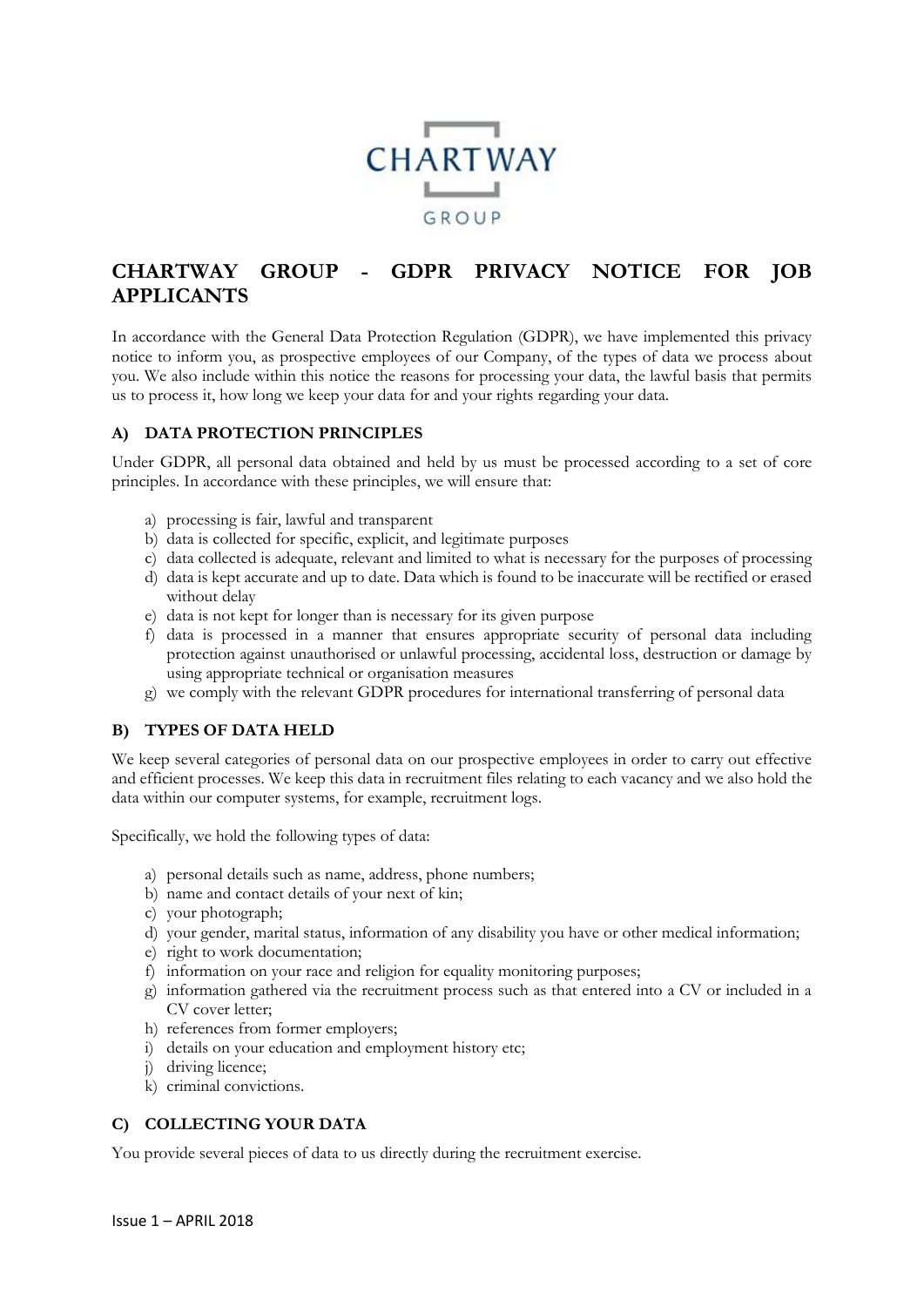# CHARTWAY GROUP - GDPR PRIVACY NOTICE FOR JOB APPLICANTS

In accordance with the General Data Protection Regulation (GDPR), we have implemented this privacy notice to inform you, as prospective employees of our Company, of the types of data we process about you. We also include within this notice the reasons for processing your data, the lawful basis that permits us to process it, how long we keep your data for and your rights regarding your data.

## A) DATA PROTECTION PRINCIPLES

Under GDPR, all personal data obtained and held by us must be processed according to a set of core principles. In accordance with these principles, we will ensure that:

a) processing is fair, lawful and transparent
b) data is collected for specific, explicit, and legitimate purposes
c) data collected is adequate, relevant and limited to what is necessary for the purposes of processing
d) data is kept accurate and up to date. Data which is found to be inaccurate will be rectified or erased without delay
e) data is not kept for longer than is necessary for its given purpose
f) data is processed in a manner that ensures appropriate security of personal data including protection against unauthorised or unlawful processing, accidental loss, destruction or damage by using appropriate technical or organisation measures
g) we comply with the relevant GDPR procedures for international transferring of personal data

## B) TYPES OF DATA HELD

We keep several categories of personal data on our prospective employees in order to carry out effective and efficient processes. We keep this data in recruitment files relating to each vacancy and we also hold the data within our computer systems, for example, recruitment logs.

Specifically, we hold the following types of data:

a) personal details such as name, address, phone numbers;
b) name and contact details of your next of kin;
c) your photograph;
d) your gender, marital status, information of any disability you have or other medical information;
e) right to work documentation;
f) information on your race and religion for equality monitoring purposes;
g) information gathered via the recruitment process such as that entered into a CV or included in a CV cover letter;
h) references from former employers;
i) details on your education and employment history etc;
j) driving licence;
k) criminal convictions.

## C) COLLECTING YOUR DATA

You provide several pieces of data to us directly during the recruitment exercise.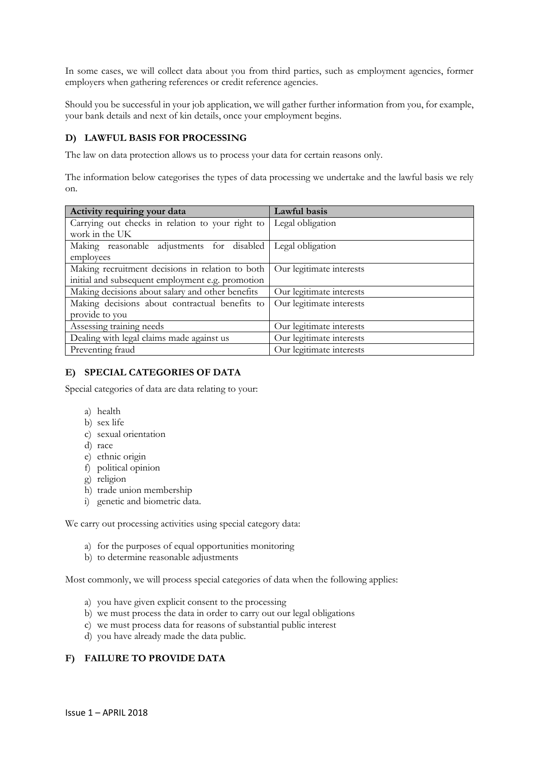In some cases, we will collect data about you from third parties, such as employment agencies, former employers when gathering references or credit reference agencies.

Should you be successful in your job application, we will gather further information from you, for example, your bank details and next of kin details, once your employment begins.

### D) LAWFUL BASIS FOR PROCESSING

The law on data protection allows us to process your data for certain reasons only.

The information below categorises the types of data processing we undertake and the lawful basis we rely on.

| Activity requiring your data | Lawful basis |
|---|---|
| Carrying out checks in relation to your right to work in the UK | Legal obligation |
| Making reasonable adjustments for disabled employees | Legal obligation |
| Making recruitment decisions in relation to both initial and subsequent employment e.g. promotion | Our legitimate interests |
| Making decisions about salary and other benefits | Our legitimate interests |
| Making decisions about contractual benefits to provide to you | Our legitimate interests |
| Assessing training needs | Our legitimate interests |
| Dealing with legal claims made against us | Our legitimate interests |
| Preventing fraud | Our legitimate interests |

### E) SPECIAL CATEGORIES OF DATA

Special categories of data are data relating to your:

a) health
b) sex life
c) sexual orientation
d) race
e) ethnic origin
f) political opinion
g) religion
h) trade union membership
i) genetic and biometric data.

We carry out processing activities using special category data:

a) for the purposes of equal opportunities monitoring
b) to determine reasonable adjustments

Most commonly, we will process special categories of data when the following applies:

a) you have given explicit consent to the processing
b) we must process the data in order to carry out our legal obligations
c) we must process data for reasons of substantial public interest
d) you have already made the data public.

### F) FAILURE TO PROVIDE DATA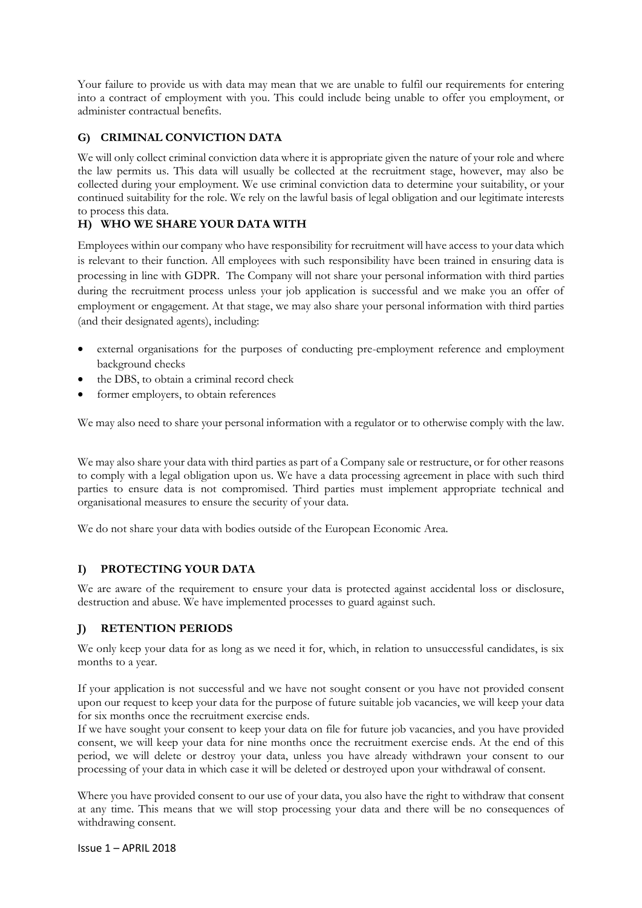Your failure to provide us with data may mean that we are unable to fulfil our requirements for entering into a contract of employment with you. This could include being unable to offer you employment, or administer contractual benefits.

## G) CRIMINAL CONVICTION DATA

We will only collect criminal conviction data where it is appropriate given the nature of your role and where the law permits us. This data will usually be collected at the recruitment stage, however, may also be collected during your employment. We use criminal conviction data to determine your suitability, or your continued suitability for the role. We rely on the lawful basis of legal obligation and our legitimate interests to process this data.

## H) WHO WE SHARE YOUR DATA WITH

Employees within our company who have responsibility for recruitment will have access to your data which is relevant to their function. All employees with such responsibility have been trained in ensuring data is processing in line with GDPR. The Company will not share your personal information with third parties during the recruitment process unless your job application is successful and we make you an offer of employment or engagement. At that stage, we may also share your personal information with third parties (and their designated agents), including:

- external organisations for the purposes of conducting pre-employment reference and employment background checks
- the DBS, to obtain a criminal record check
- former employers, to obtain references

We may also need to share your personal information with a regulator or to otherwise comply with the law.

We may also share your data with third parties as part of a Company sale or restructure, or for other reasons to comply with a legal obligation upon us. We have a data processing agreement in place with such third parties to ensure data is not compromised. Third parties must implement appropriate technical and organisational measures to ensure the security of your data.

We do not share your data with bodies outside of the European Economic Area.

## I) PROTECTING YOUR DATA

We are aware of the requirement to ensure your data is protected against accidental loss or disclosure, destruction and abuse. We have implemented processes to guard against such.

## J) RETENTION PERIODS

We only keep your data for as long as we need it for, which, in relation to unsuccessful candidates, is six months to a year.

If your application is not successful and we have not sought consent or you have not provided consent upon our request to keep your data for the purpose of future suitable job vacancies, we will keep your data for six months once the recruitment exercise ends.

If we have sought your consent to keep your data on file for future job vacancies, and you have provided consent, we will keep your data for nine months once the recruitment exercise ends. At the end of this period, we will delete or destroy your data, unless you have already withdrawn your consent to our processing of your data in which case it will be deleted or destroyed upon your withdrawal of consent.

Where you have provided consent to our use of your data, you also have the right to withdraw that consent at any time. This means that we will stop processing your data and there will be no consequences of withdrawing consent.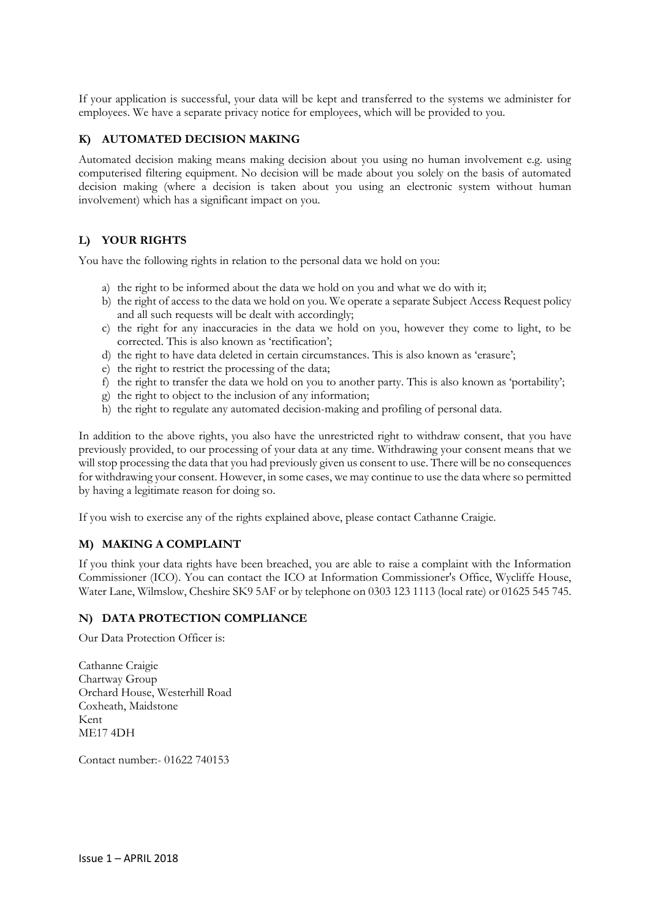If your application is successful, your data will be kept and transferred to the systems we administer for employees. We have a separate privacy notice for employees, which will be provided to you.

## K) AUTOMATED DECISION MAKING

Automated decision making means making decision about you using no human involvement e.g. using computerised filtering equipment. No decision will be made about you solely on the basis of automated decision making (where a decision is taken about you using an electronic system without human involvement) which has a significant impact on you.

## L) YOUR RIGHTS

You have the following rights in relation to the personal data we hold on you:

a) the right to be informed about the data we hold on you and what we do with it;
b) the right of access to the data we hold on you. We operate a separate Subject Access Request policy and all such requests will be dealt with accordingly;
c) the right for any inaccuracies in the data we hold on you, however they come to light, to be corrected. This is also known as 'rectification';
d) the right to have data deleted in certain circumstances. This is also known as 'erasure';
e) the right to restrict the processing of the data;
f) the right to transfer the data we hold on you to another party. This is also known as 'portability';
g) the right to object to the inclusion of any information;
h) the right to regulate any automated decision-making and profiling of personal data.

In addition to the above rights, you also have the unrestricted right to withdraw consent, that you have previously provided, to our processing of your data at any time. Withdrawing your consent means that we will stop processing the data that you had previously given us consent to use. There will be no consequences for withdrawing your consent. However, in some cases, we may continue to use the data where so permitted by having a legitimate reason for doing so.

If you wish to exercise any of the rights explained above, please contact Cathanne Craigie.

## M) MAKING A COMPLAINT

If you think your data rights have been breached, you are able to raise a complaint with the Information Commissioner (ICO). You can contact the ICO at Information Commissioner's Office, Wycliffe House, Water Lane, Wilmslow, Cheshire SK9 5AF or by telephone on 0303 123 1113 (local rate) or 01625 545 745.

## N) DATA PROTECTION COMPLIANCE

Our Data Protection Officer is:

Cathanne Craigie
Chartway Group
Orchard House, Westerhill Road
Coxheath, Maidstone
Kent
ME17 4DH

Contact number:- 01622 740153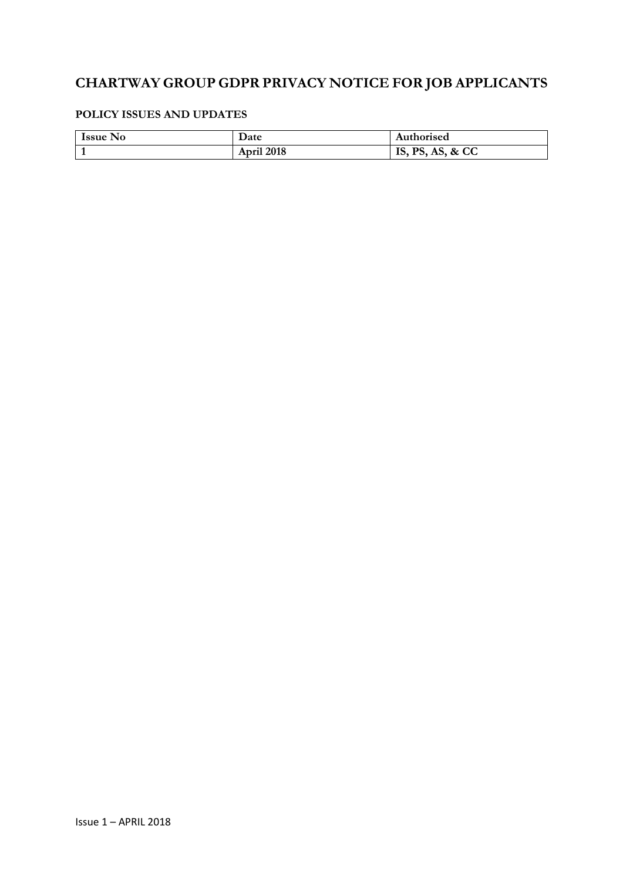# CHARTWAY GROUP GDPR PRIVACY NOTICE FOR JOB APPLICANTS

## POLICY ISSUES AND UPDATES

| Issue No | Date | Authorised |
|---|---|---|
| 1 | April 2018 | IS, PS, AS, & CC |